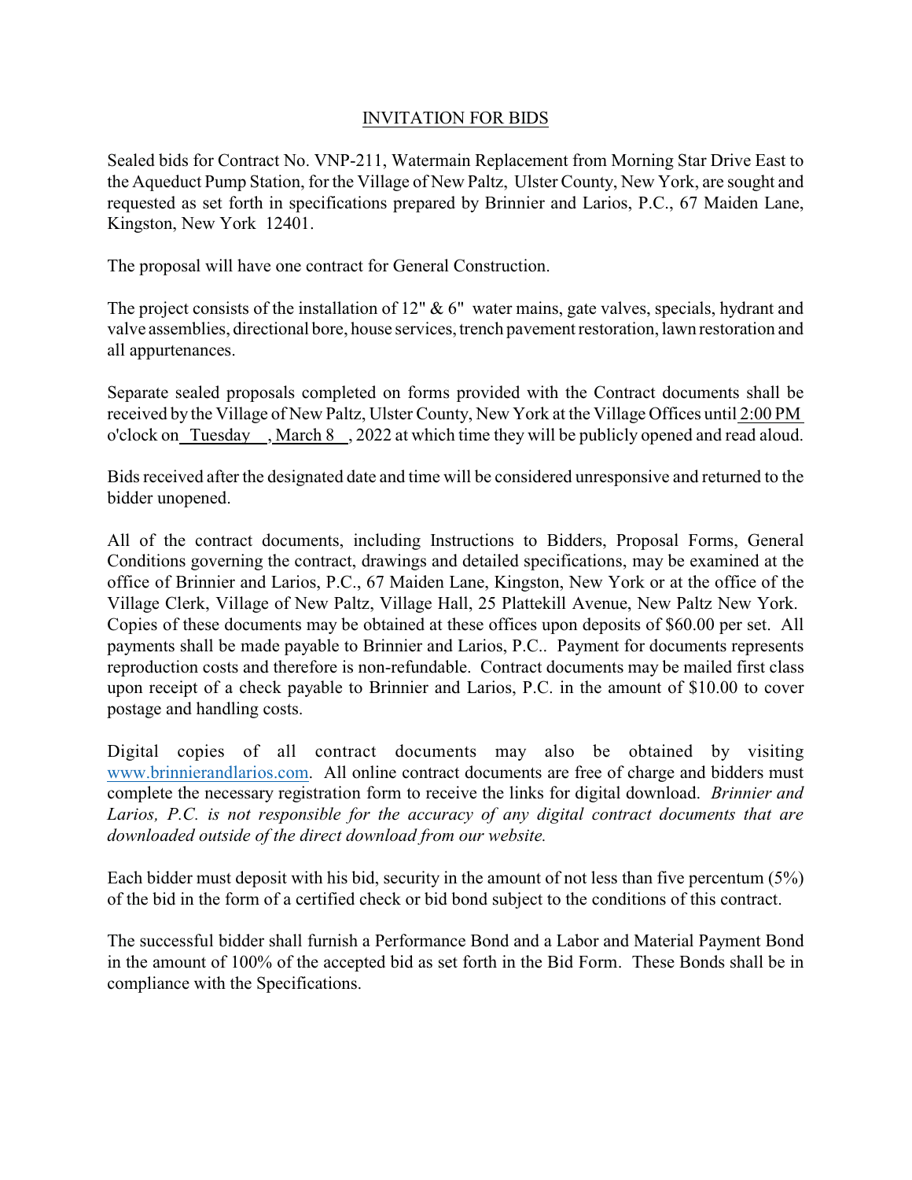## INVITATION FOR BIDS

Sealed bids for Contract No. VNP-211, Watermain Replacement from Morning Star Drive East to the Aqueduct Pump Station, for the Village of New Paltz, Ulster County, New York, are sought and requested as set forth in specifications prepared by Brinnier and Larios, P.C., 67 Maiden Lane, Kingston, New York 12401.

The proposal will have one contract for General Construction.

The project consists of the installation of 12" & 6" water mains, gate valves, specials, hydrant and valve assemblies, directional bore, house services, trench pavement restoration, lawn restoration and all appurtenances.

Separate sealed proposals completed on forms provided with the Contract documents shall be received by the Village of New Paltz, Ulster County, New York at the Village Offices until 2:00 PM o'clock on Tuesday , March 8 , 2022 at which time they will be publicly opened and read aloud.

Bids received after the designated date and time will be considered unresponsive and returned to the bidder unopened.

All of the contract documents, including Instructions to Bidders, Proposal Forms, General Conditions governing the contract, drawings and detailed specifications, may be examined at the office of Brinnier and Larios, P.C., 67 Maiden Lane, Kingston, New York or at the office of the Village Clerk, Village of New Paltz, Village Hall, 25 Plattekill Avenue, New Paltz New York. Copies of these documents may be obtained at these offices upon deposits of $60.00 per set. All payments shall be made payable to Brinnier and Larios, P.C.. Payment for documents represents reproduction costs and therefore is non-refundable. Contract documents may be mailed first class upon receipt of a check payable to Brinnier and Larios, P.C. in the amount of $10.00 to cover postage and handling costs.

Digital copies of all contract documents may also be obtained by visiting www.brinnierandlarios.com. All online contract documents are free of charge and bidders must complete the necessary registration form to receive the links for digital download. *Brinnier and Larios, P.C. is not responsible for the accuracy of any digital contract documents that are downloaded outside of the direct download from our website.*

Each bidder must deposit with his bid, security in the amount of not less than five percentum (5%) of the bid in the form of a certified check or bid bond subject to the conditions of this contract.

The successful bidder shall furnish a Performance Bond and a Labor and Material Payment Bond in the amount of 100% of the accepted bid as set forth in the Bid Form. These Bonds shall be in compliance with the Specifications.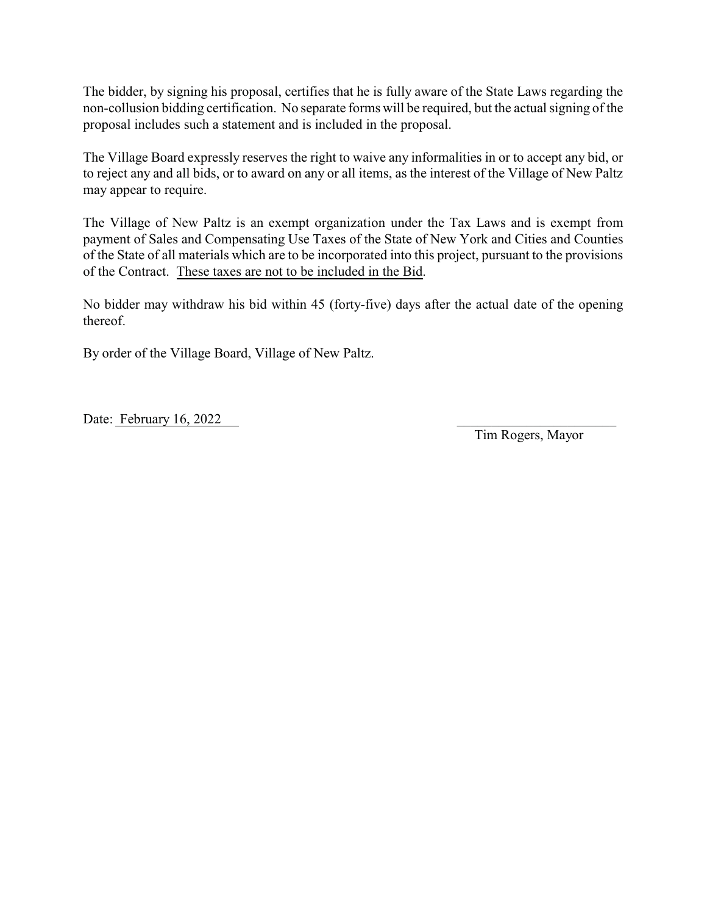The bidder, by signing his proposal, certifies that he is fully aware of the State Laws regarding the non-collusion bidding certification. No separate forms will be required, but the actual signing of the proposal includes such a statement and is included in the proposal.

The Village Board expressly reserves the right to waive any informalities in or to accept any bid, or to reject any and all bids, or to award on any or all items, as the interest of the Village of New Paltz may appear to require.

The Village of New Paltz is an exempt organization under the Tax Laws and is exempt from payment of Sales and Compensating Use Taxes of the State of New York and Cities and Counties of the State of all materials which are to be incorporated into this project, pursuant to the provisions of the Contract. <u>These taxes are not to be included in the Bid</u>.

No bidder may withdraw his bid within 45 (forty-five) days after the actual date of the opening thereof.

By order of the Village Board, Village of New Paltz.

Date: February 16, 2022

\_\_\_\_\_\_\_\_\_\_\_\_\_\_\_\_\_\_\_\_\_\_\_\_
Tim Rogers, Mayor